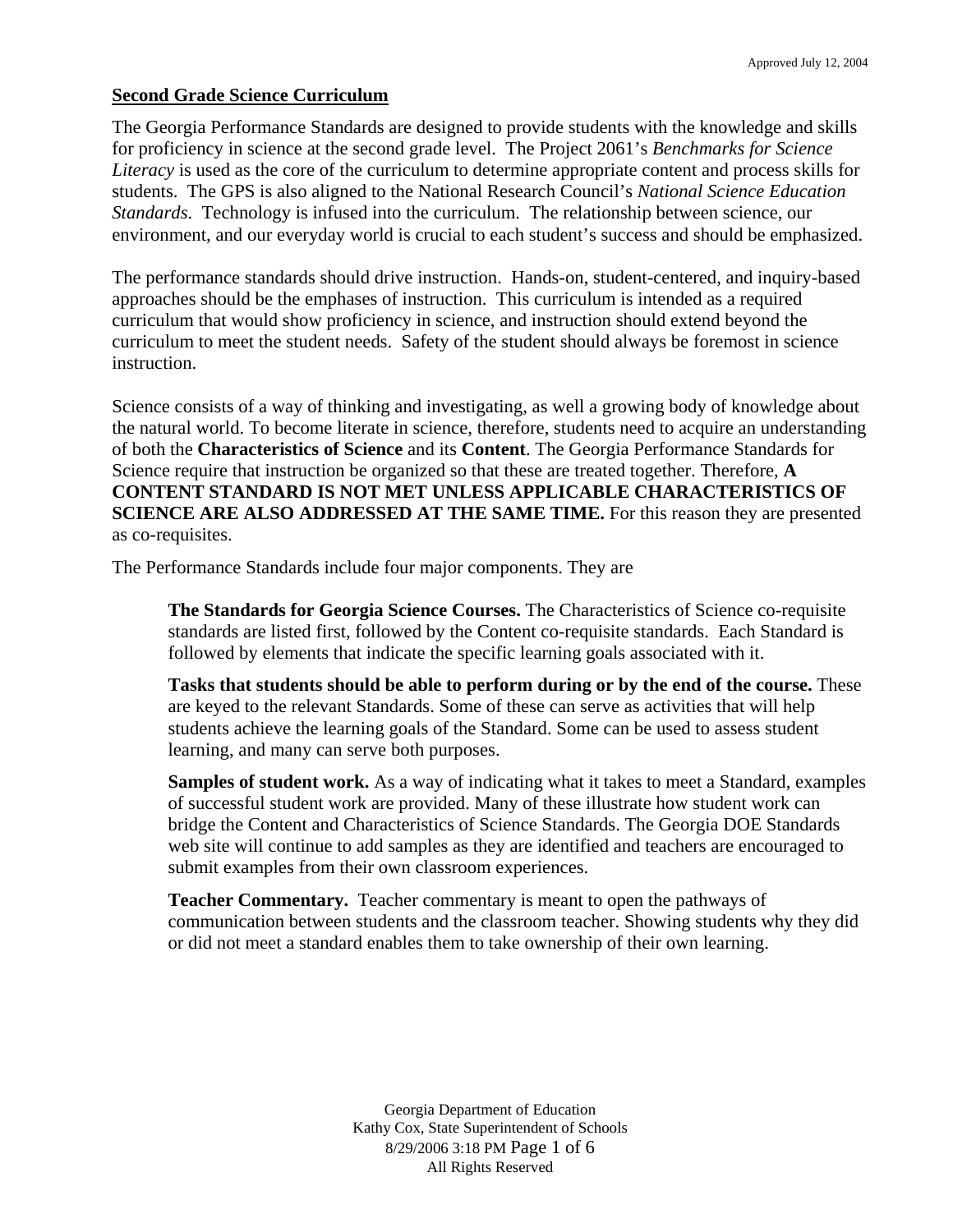## Second Grade Science Curriculum

The Georgia Performance Standards are designed to provide students with the knowledge and skills for proficiency in science at the second grade level. The Project 2061's *Benchmarks for Science Literacy* is used as the core of the curriculum to determine appropriate content and process skills for students. The GPS is also aligned to the National Research Council's *National Science Education Standards*. Technology is infused into the curriculum. The relationship between science, our environment, and our everyday world is crucial to each student's success and should be emphasized.

The performance standards should drive instruction. Hands-on, student-centered, and inquiry-based approaches should be the emphases of instruction. This curriculum is intended as a required curriculum that would show proficiency in science, and instruction should extend beyond the curriculum to meet the student needs. Safety of the student should always be foremost in science instruction.

Science consists of a way of thinking and investigating, as well a growing body of knowledge about the natural world. To become literate in science, therefore, students need to acquire an understanding of both the **Characteristics of Science** and its **Content**. The Georgia Performance Standards for Science require that instruction be organized so that these are treated together. Therefore, **A CONTENT STANDARD IS NOT MET UNLESS APPLICABLE CHARACTERISTICS OF SCIENCE ARE ALSO ADDRESSED AT THE SAME TIME.** For this reason they are presented as co-requisites.

The Performance Standards include four major components. They are

> **The Standards for Georgia Science Courses.** The Characteristics of Science co-requisite standards are listed first, followed by the Content co-requisite standards. Each Standard is followed by elements that indicate the specific learning goals associated with it.
>
> **Tasks that students should be able to perform during or by the end of the course.** These are keyed to the relevant Standards. Some of these can serve as activities that will help students achieve the learning goals of the Standard. Some can be used to assess student learning, and many can serve both purposes.
>
> **Samples of student work.** As a way of indicating what it takes to meet a Standard, examples of successful student work are provided. Many of these illustrate how student work can bridge the Content and Characteristics of Science Standards. The Georgia DOE Standards web site will continue to add samples as they are identified and teachers are encouraged to submit examples from their own classroom experiences.
>
> **Teacher Commentary.** Teacher commentary is meant to open the pathways of communication between students and the classroom teacher. Showing students why they did or did not meet a standard enables them to take ownership of their own learning.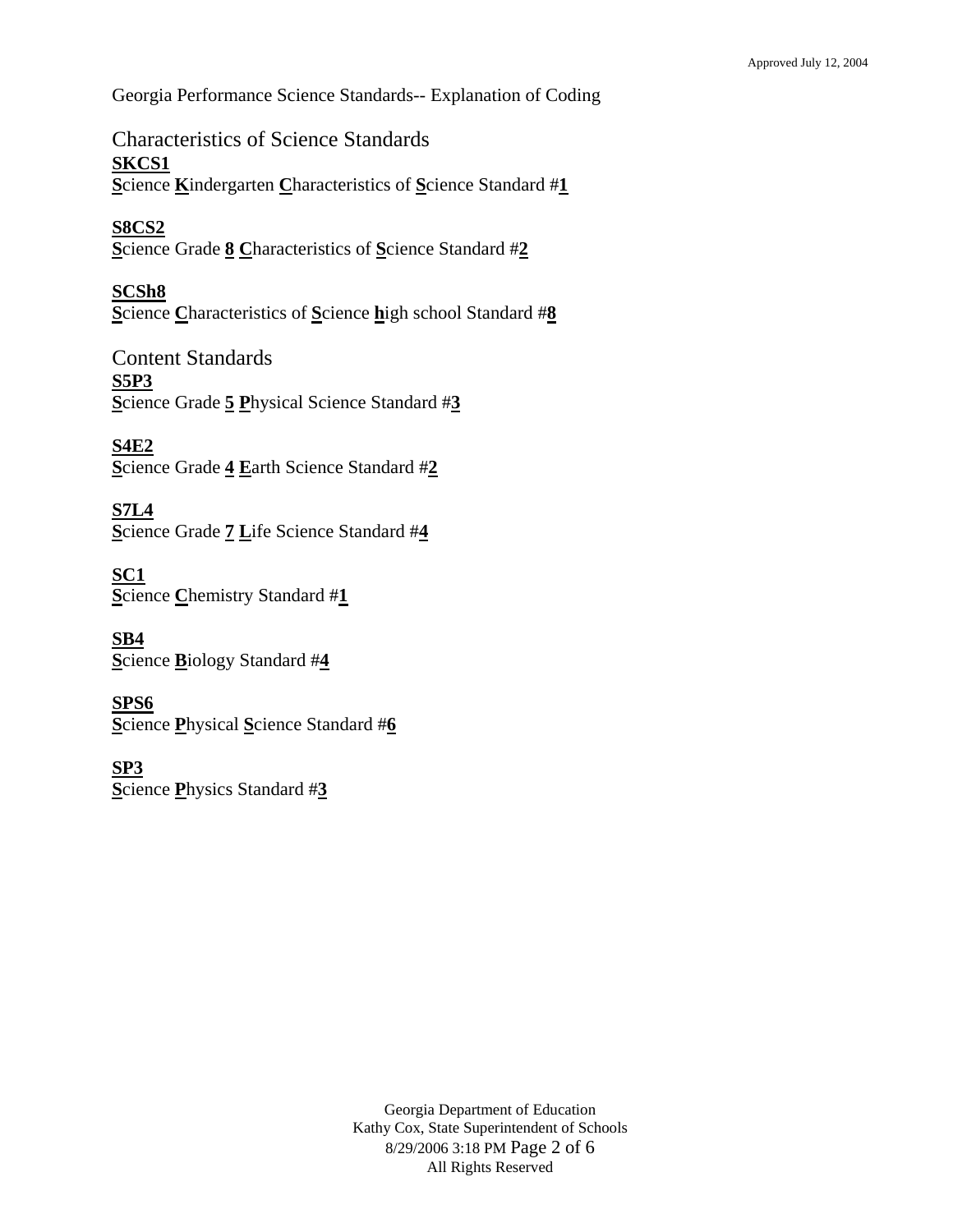Georgia Performance Science Standards-- Explanation of Coding

## Characteristics of Science Standards

**SKCS1**
**S**cience **K**indergarten **C**haracteristics of **S**cience Standard #**1**

**S8CS2**
**S**cience Grade **8** **C**haracteristics of **S**cience Standard #**2**

**SCSh8**
**S**cience **C**haracteristics of **S**cience **h**igh school Standard #**8**

## Content Standards

**S5P3**
**S**cience Grade **5** **P**hysical Science Standard #**3**

**S4E2**
**S**cience Grade **4** **E**arth Science Standard #**2**

**S7L4**
**S**cience Grade **7** **L**ife Science Standard #**4**

**SC1**
**S**cience **C**hemistry Standard #**1**

**SB4**
**S**cience **B**iology Standard #**4**

**SPS6**
**S**cience **P**hysical **S**cience Standard #**6**

**SP3**
**S**cience **P**hysics Standard #**3**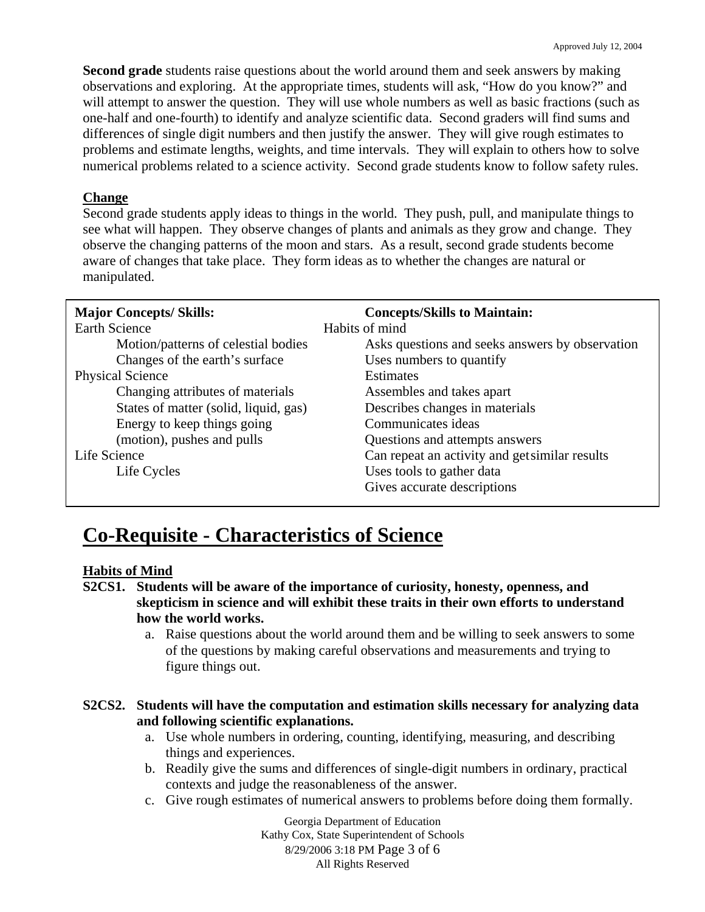**Second grade** students raise questions about the world around them and seek answers by making observations and exploring. At the appropriate times, students will ask, "How do you know?" and will attempt to answer the question. They will use whole numbers as well as basic fractions (such as one-half and one-fourth) to identify and analyze scientific data. Second graders will find sums and differences of single digit numbers and then justify the answer. They will give rough estimates to problems and estimate lengths, weights, and time intervals. They will explain to others how to solve numerical problems related to a science activity. Second grade students know to follow safety rules.

**Change**

Second grade students apply ideas to things in the world. They push, pull, and manipulate things to see what will happen. They observe changes of plants and animals as they grow and change. They observe the changing patterns of the moon and stars. As a result, second grade students become aware of changes that take place. They form ideas as to whether the changes are natural or manipulated.

| **Major Concepts/ Skills:** | **Concepts/Skills to Maintain:** |
|---|---|
| Earth Science | Habits of mind |
| Motion/patterns of celestial bodies | Asks questions and seeks answers by observation |
| Changes of the earth's surface | Uses numbers to quantify |
| Physical Science | Estimates |
| Changing attributes of materials | Assembles and takes apart |
| States of matter (solid, liquid, gas) | Describes changes in materials |
| Energy to keep things going | Communicates ideas |
| (motion), pushes and pulls | Questions and attempts answers |
| Life Science | Can repeat an activity and get similar results |
| Life Cycles | Uses tools to gather data |
| | Gives accurate descriptions |

# Co-Requisite - Characteristics of Science

**Habits of Mind**

**S2CS1. Students will be aware of the importance of curiosity, honesty, openness, and skepticism in science and will exhibit these traits in their own efforts to understand how the world works.**

a. Raise questions about the world around them and be willing to seek answers to some of the questions by making careful observations and measurements and trying to figure things out.

**S2CS2. Students will have the computation and estimation skills necessary for analyzing data and following scientific explanations.**

a. Use whole numbers in ordering, counting, identifying, measuring, and describing things and experiences.
b. Readily give the sums and differences of single-digit numbers in ordinary, practical contexts and judge the reasonableness of the answer.
c. Give rough estimates of numerical answers to problems before doing them formally.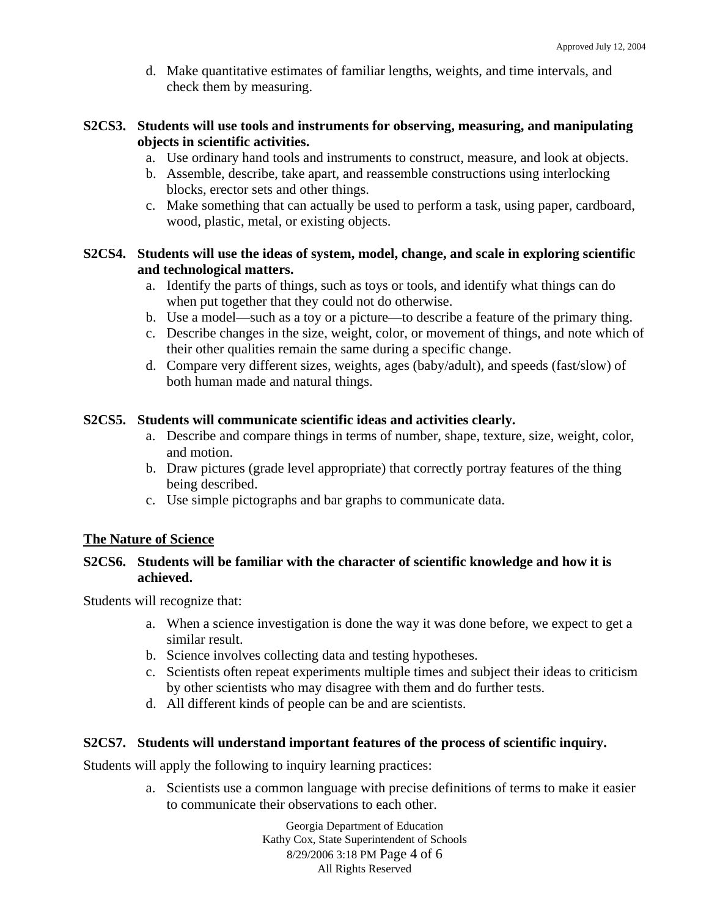d. Make quantitative estimates of familiar lengths, weights, and time intervals, and check them by measuring.

**S2CS3. Students will use tools and instruments for observing, measuring, and manipulating objects in scientific activities.**

a. Use ordinary hand tools and instruments to construct, measure, and look at objects.
b. Assemble, describe, take apart, and reassemble constructions using interlocking blocks, erector sets and other things.
c. Make something that can actually be used to perform a task, using paper, cardboard, wood, plastic, metal, or existing objects.

**S2CS4. Students will use the ideas of system, model, change, and scale in exploring scientific and technological matters.**

a. Identify the parts of things, such as toys or tools, and identify what things can do when put together that they could not do otherwise.
b. Use a model—such as a toy or a picture—to describe a feature of the primary thing.
c. Describe changes in the size, weight, color, or movement of things, and note which of their other qualities remain the same during a specific change.
d. Compare very different sizes, weights, ages (baby/adult), and speeds (fast/slow) of both human made and natural things.

**S2CS5. Students will communicate scientific ideas and activities clearly.**

a. Describe and compare things in terms of number, shape, texture, size, weight, color, and motion.
b. Draw pictures (grade level appropriate) that correctly portray features of the thing being described.
c. Use simple pictographs and bar graphs to communicate data.

**The Nature of Science**

**S2CS6. Students will be familiar with the character of scientific knowledge and how it is achieved.**

Students will recognize that:

a. When a science investigation is done the way it was done before, we expect to get a similar result.
b. Science involves collecting data and testing hypotheses.
c. Scientists often repeat experiments multiple times and subject their ideas to criticism by other scientists who may disagree with them and do further tests.
d. All different kinds of people can be and are scientists.

**S2CS7. Students will understand important features of the process of scientific inquiry.**

Students will apply the following to inquiry learning practices:

a. Scientists use a common language with precise definitions of terms to make it easier to communicate their observations to each other.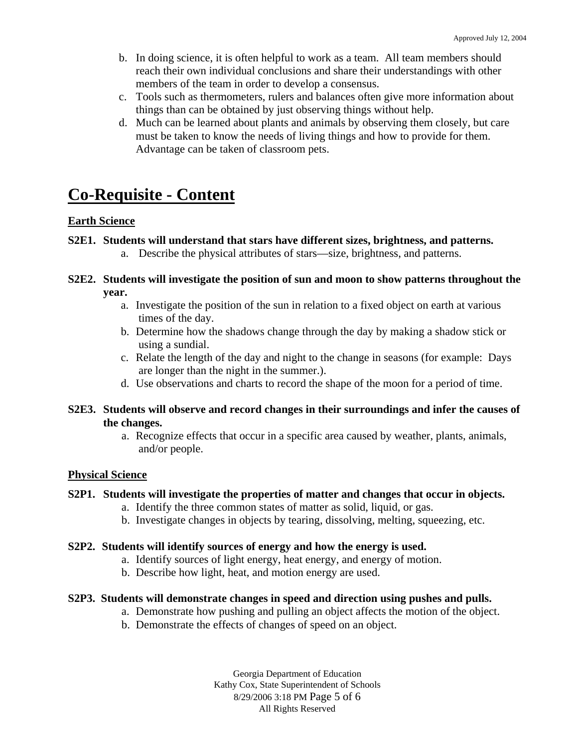b. In doing science, it is often helpful to work as a team. All team members should reach their own individual conclusions and share their understandings with other members of the team in order to develop a consensus.
c. Tools such as thermometers, rulers and balances often give more information about things than can be obtained by just observing things without help.
d. Much can be learned about plants and animals by observing them closely, but care must be taken to know the needs of living things and how to provide for them. Advantage can be taken of classroom pets.

# Co-Requisite - Content

## Earth Science

**S2E1. Students will understand that stars have different sizes, brightness, and patterns.**

a. Describe the physical attributes of stars—size, brightness, and patterns.

**S2E2. Students will investigate the position of sun and moon to show patterns throughout the year.**

a. Investigate the position of the sun in relation to a fixed object on earth at various times of the day.
b. Determine how the shadows change through the day by making a shadow stick or using a sundial.
c. Relate the length of the day and night to the change in seasons (for example: Days are longer than the night in the summer.).
d. Use observations and charts to record the shape of the moon for a period of time.

**S2E3. Students will observe and record changes in their surroundings and infer the causes of the changes.**

a. Recognize effects that occur in a specific area caused by weather, plants, animals, and/or people.

## Physical Science

**S2P1. Students will investigate the properties of matter and changes that occur in objects.**

a. Identify the three common states of matter as solid, liquid, or gas.
b. Investigate changes in objects by tearing, dissolving, melting, squeezing, etc.

**S2P2. Students will identify sources of energy and how the energy is used.**

a. Identify sources of light energy, heat energy, and energy of motion.
b. Describe how light, heat, and motion energy are used.

**S2P3. Students will demonstrate changes in speed and direction using pushes and pulls.**

a. Demonstrate how pushing and pulling an object affects the motion of the object.
b. Demonstrate the effects of changes of speed on an object.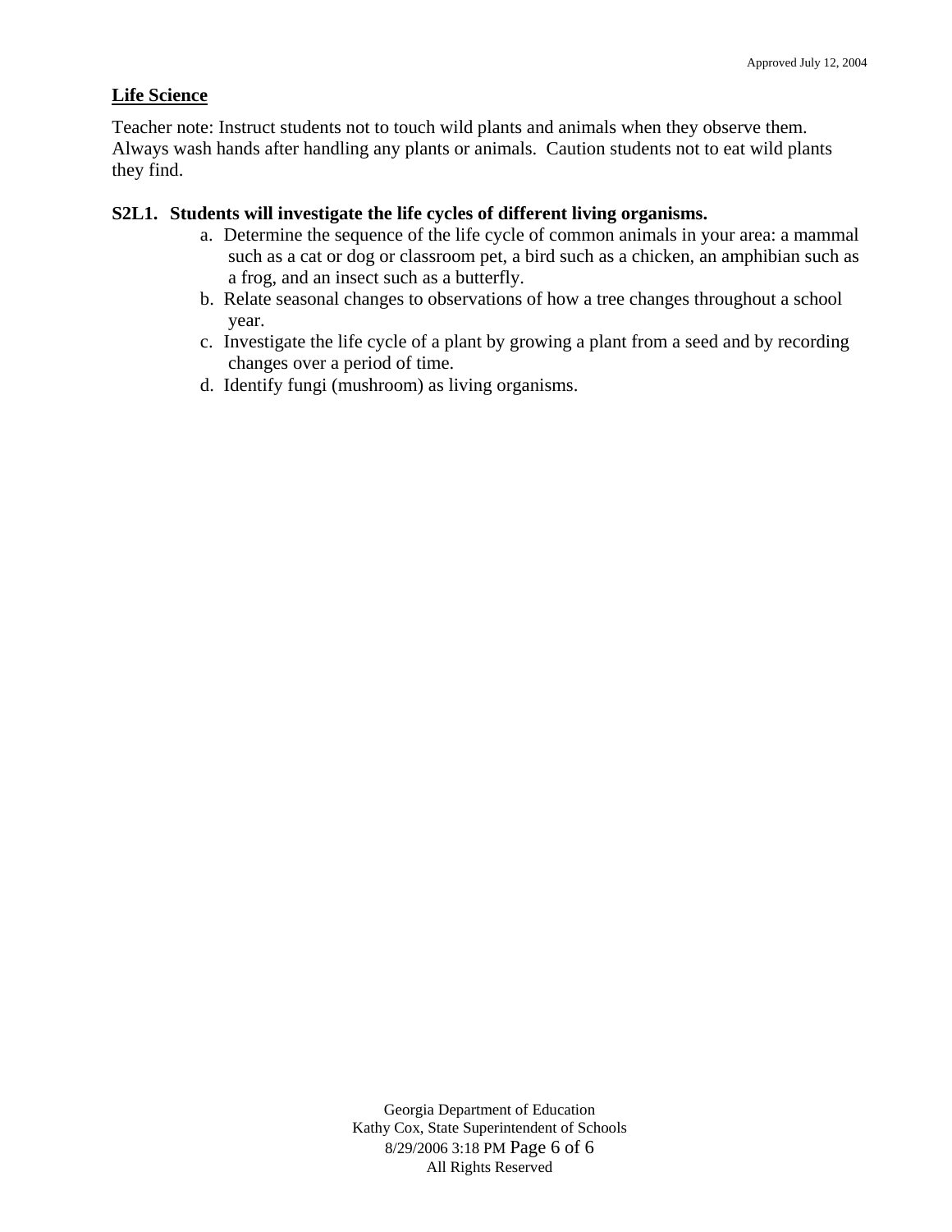## Life Science

Teacher note: Instruct students not to touch wild plants and animals when they observe them. Always wash hands after handling any plants or animals. Caution students not to eat wild plants they find.

**S2L1. Students will investigate the life cycles of different living organisms.**

a. Determine the sequence of the life cycle of common animals in your area: a mammal such as a cat or dog or classroom pet, a bird such as a chicken, an amphibian such as a frog, and an insect such as a butterfly.

b. Relate seasonal changes to observations of how a tree changes throughout a school year.

c. Investigate the life cycle of a plant by growing a plant from a seed and by recording changes over a period of time.

d. Identify fungi (mushroom) as living organisms.